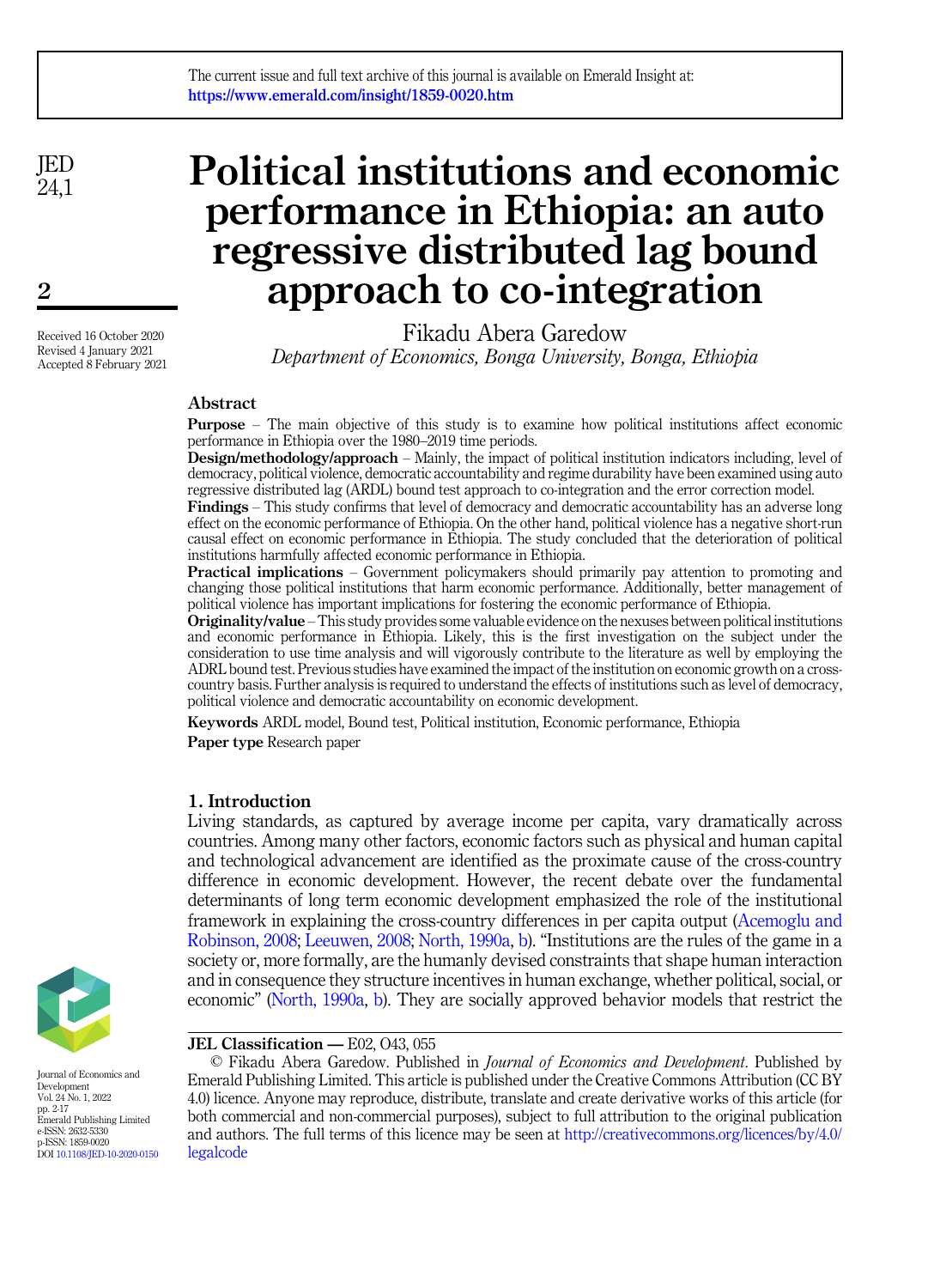# Political institutions and economic performance in Ethiopia: an auto regressive distributed lag bound approach to co-integration

Fikadu Abera Garedow

*Department of Economics, Bonga University, Bonga, Ethiopia*

Received 16 October 2020
Revised 4 January 2021
Accepted 8 February 2021

## Abstract

**Purpose** – The main objective of this study is to examine how political institutions affect economic performance in Ethiopia over the 1980–2019 time periods.

**Design/methodology/approach** – Mainly, the impact of political institution indicators including, level of democracy, political violence, democratic accountability and regime durability have been examined using auto regressive distributed lag (ARDL) bound test approach to co-integration and the error correction model.

**Findings** – This study confirms that level of democracy and democratic accountability has an adverse long effect on the economic performance of Ethiopia. On the other hand, political violence has a negative short-run causal effect on economic performance in Ethiopia. The study concluded that the deterioration of political institutions harmfully affected economic performance in Ethiopia.

**Practical implications** – Government policymakers should primarily pay attention to promoting and changing those political institutions that harm economic performance. Additionally, better management of political violence has important implications for fostering the economic performance of Ethiopia.

**Originality/value** – This study provides some valuable evidence on the nexuses between political institutions and economic performance in Ethiopia. Likely, this is the first investigation on the subject under the consideration to use time analysis and will vigorously contribute to the literature as well by employing the ADRL bound test. Previous studies have examined the impact of the institution on economic growth on a cross-country basis. Further analysis is required to understand the effects of institutions such as level of democracy, political violence and democratic accountability on economic development.

**Keywords** ARDL model, Bound test, Political institution, Economic performance, Ethiopia

**Paper type** Research paper

## 1. Introduction

Living standards, as captured by average income per capita, vary dramatically across countries. Among many other factors, economic factors such as physical and human capital and technological advancement are identified as the proximate cause of the cross-country difference in economic development. However, the recent debate over the fundamental determinants of long term economic development emphasized the role of the institutional framework in explaining the cross-country differences in per capita output (Acemoglu and Robinson, 2008; Leeuwen, 2008; North, 1990a, b). "Institutions are the rules of the game in a society or, more formally, are the humanly devised constraints that shape human interaction and in consequence they structure incentives in human exchange, whether political, social, or economic" (North, 1990a, b). They are socially approved behavior models that restrict the

**JEL Classification —** E02, O43, 055

© Fikadu Abera Garedow. Published in *Journal of Economics and Development*. Published by Emerald Publishing Limited. This article is published under the Creative Commons Attribution (CC BY 4.0) licence. Anyone may reproduce, distribute, translate and create derivative works of this article (for both commercial and non-commercial purposes), subject to full attribution to the original publication and authors. The full terms of this licence may be seen at http://creativecommons.org/licences/by/4.0/legalcode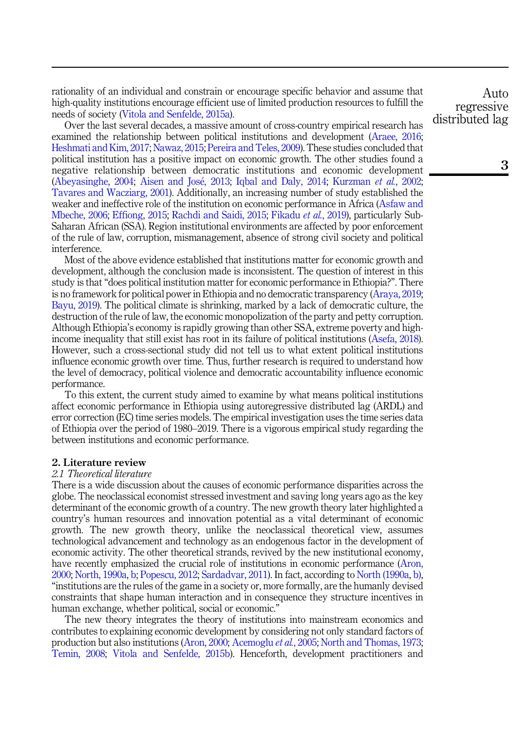rationality of an individual and constrain or encourage specific behavior and assume that high-quality institutions encourage efficient use of limited production resources to fulfill the needs of society (Vitola and Senfelde, 2015a).

Over the last several decades, a massive amount of cross-country empirical research has examined the relationship between political institutions and development (Araee, 2016; Heshmati and Kim, 2017; Nawaz, 2015; Pereira and Teles, 2009). These studies concluded that political institution has a positive impact on economic growth. The other studies found a negative relationship between democratic institutions and economic development (Abeyasinghe, 2004; Aisen and José, 2013; Iqbal and Daly, 2014; Kurzman *et al.*, 2002; Tavares and Wacziarg, 2001). Additionally, an increasing number of study established the weaker and ineffective role of the institution on economic performance in Africa (Asfaw and Mbeche, 2006; Effiong, 2015; Rachdi and Saidi, 2015; Fikadu *et al.*, 2019), particularly Sub-Saharan African (SSA). Region institutional environments are affected by poor enforcement of the rule of law, corruption, mismanagement, absence of strong civil society and political interference.

Most of the above evidence established that institutions matter for economic growth and development, although the conclusion made is inconsistent. The question of interest in this study is that "does political institution matter for economic performance in Ethiopia?". There is no framework for political power in Ethiopia and no democratic transparency (Araya, 2019; Bayu, 2019). The political climate is shrinking, marked by a lack of democratic culture, the destruction of the rule of law, the economic monopolization of the party and petty corruption. Although Ethiopia's economy is rapidly growing than other SSA, extreme poverty and high-income inequality that still exist has root in its failure of political institutions (Asefa, 2018). However, such a cross-sectional study did not tell us to what extent political institutions influence economic growth over time. Thus, further research is required to understand how the level of democracy, political violence and democratic accountability influence economic performance.

To this extent, the current study aimed to examine by what means political institutions affect economic performance in Ethiopia using autoregressive distributed lag (ARDL) and error correction (EC) time series models. The empirical investigation uses the time series data of Ethiopia over the period of 1980–2019. There is a vigorous empirical study regarding the between institutions and economic performance.

## 2. Literature review

### *2.1 Theoretical literature*

There is a wide discussion about the causes of economic performance disparities across the globe. The neoclassical economist stressed investment and saving long years ago as the key determinant of the economic growth of a country. The new growth theory later highlighted a country's human resources and innovation potential as a vital determinant of economic growth. The new growth theory, unlike the neoclassical theoretical view, assumes technological advancement and technology as an endogenous factor in the development of economic activity. The other theoretical strands, revived by the new institutional economy, have recently emphasized the crucial role of institutions in economic performance (Aron, 2000; North, 1990a, b; Popescu, 2012; Sardadvar, 2011). In fact, according to North (1990a, b), "institutions are the rules of the game in a society or, more formally, are the humanly devised constraints that shape human interaction and in consequence they structure incentives in human exchange, whether political, social or economic."

The new theory integrates the theory of institutions into mainstream economics and contributes to explaining economic development by considering not only standard factors of production but also institutions (Aron, 2000; Acemoglu *et al.*, 2005; North and Thomas, 1973; Temin, 2008; Vitola and Senfelde, 2015b). Henceforth, development practitioners and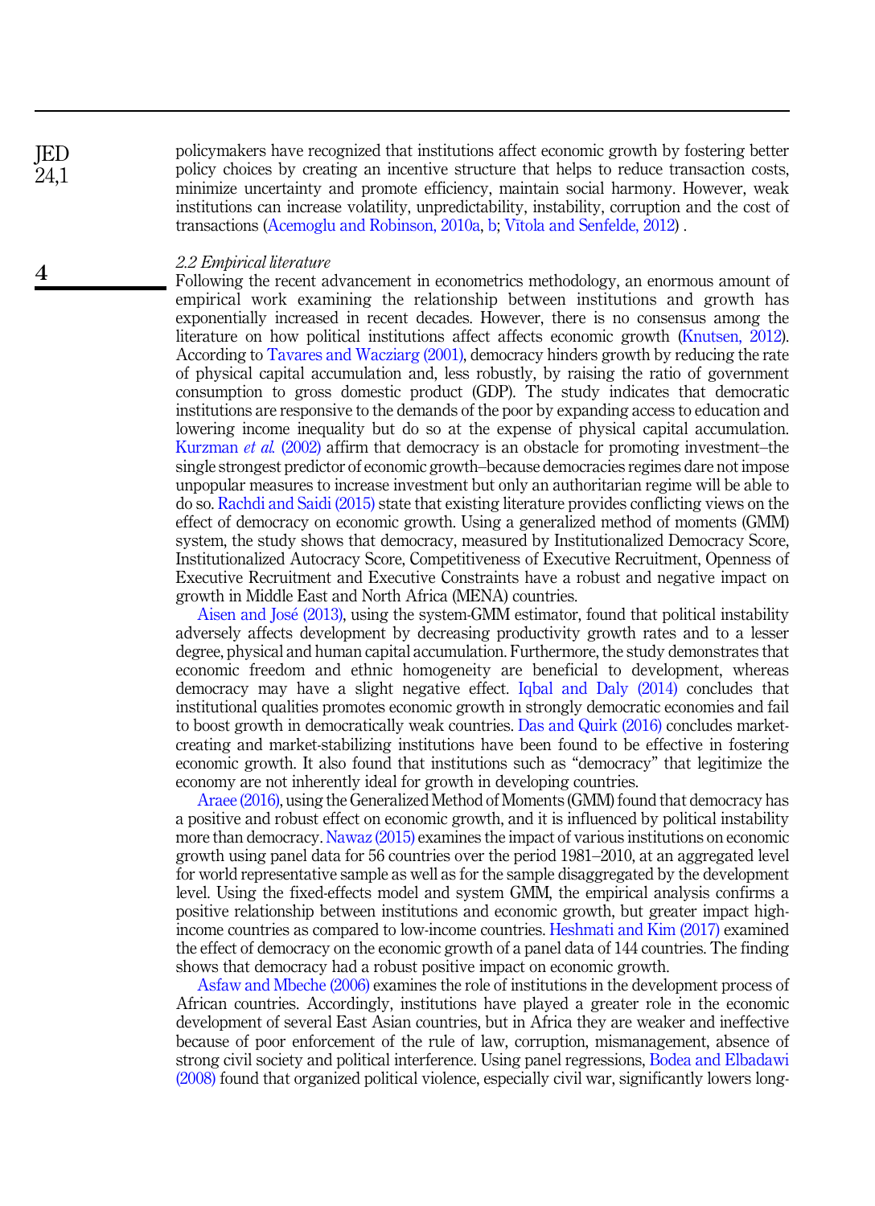policymakers have recognized that institutions affect economic growth by fostering better policy choices by creating an incentive structure that helps to reduce transaction costs, minimize uncertainty and promote efficiency, maintain social harmony. However, weak institutions can increase volatility, unpredictability, instability, corruption and the cost of transactions (Acemoglu and Robinson, 2010a, b; Vītola and Senfelde, 2012) .

### 2.2 Empirical literature

Following the recent advancement in econometrics methodology, an enormous amount of empirical work examining the relationship between institutions and growth has exponentially increased in recent decades. However, there is no consensus among the literature on how political institutions affect affects economic growth (Knutsen, 2012). According to Tavares and Wacziarg (2001), democracy hinders growth by reducing the rate of physical capital accumulation and, less robustly, by raising the ratio of government consumption to gross domestic product (GDP). The study indicates that democratic institutions are responsive to the demands of the poor by expanding access to education and lowering income inequality but do so at the expense of physical capital accumulation. Kurzman *et al.* (2002) affirm that democracy is an obstacle for promoting investment–the single strongest predictor of economic growth–because democracies regimes dare not impose unpopular measures to increase investment but only an authoritarian regime will be able to do so. Rachdi and Saidi (2015) state that existing literature provides conflicting views on the effect of democracy on economic growth. Using a generalized method of moments (GMM) system, the study shows that democracy, measured by Institutionalized Democracy Score, Institutionalized Autocracy Score, Competitiveness of Executive Recruitment, Openness of Executive Recruitment and Executive Constraints have a robust and negative impact on growth in Middle East and North Africa (MENA) countries.

Aisen and José (2013), using the system-GMM estimator, found that political instability adversely affects development by decreasing productivity growth rates and to a lesser degree, physical and human capital accumulation. Furthermore, the study demonstrates that economic freedom and ethnic homogeneity are beneficial to development, whereas democracy may have a slight negative effect. Iqbal and Daly (2014) concludes that institutional qualities promotes economic growth in strongly democratic economies and fail to boost growth in democratically weak countries. Das and Quirk (2016) concludes market-creating and market-stabilizing institutions have been found to be effective in fostering economic growth. It also found that institutions such as "democracy" that legitimize the economy are not inherently ideal for growth in developing countries.

Araee (2016), using the Generalized Method of Moments (GMM) found that democracy has a positive and robust effect on economic growth, and it is influenced by political instability more than democracy. Nawaz (2015) examines the impact of various institutions on economic growth using panel data for 56 countries over the period 1981–2010, at an aggregated level for world representative sample as well as for the sample disaggregated by the development level. Using the fixed-effects model and system GMM, the empirical analysis confirms a positive relationship between institutions and economic growth, but greater impact high-income countries as compared to low-income countries. Heshmati and Kim (2017) examined the effect of democracy on the economic growth of a panel data of 144 countries. The finding shows that democracy had a robust positive impact on economic growth.

Asfaw and Mbeche (2006) examines the role of institutions in the development process of African countries. Accordingly, institutions have played a greater role in the economic development of several East Asian countries, but in Africa they are weaker and ineffective because of poor enforcement of the rule of law, corruption, mismanagement, absence of strong civil society and political interference. Using panel regressions, Bodea and Elbadawi (2008) found that organized political violence, especially civil war, significantly lowers long-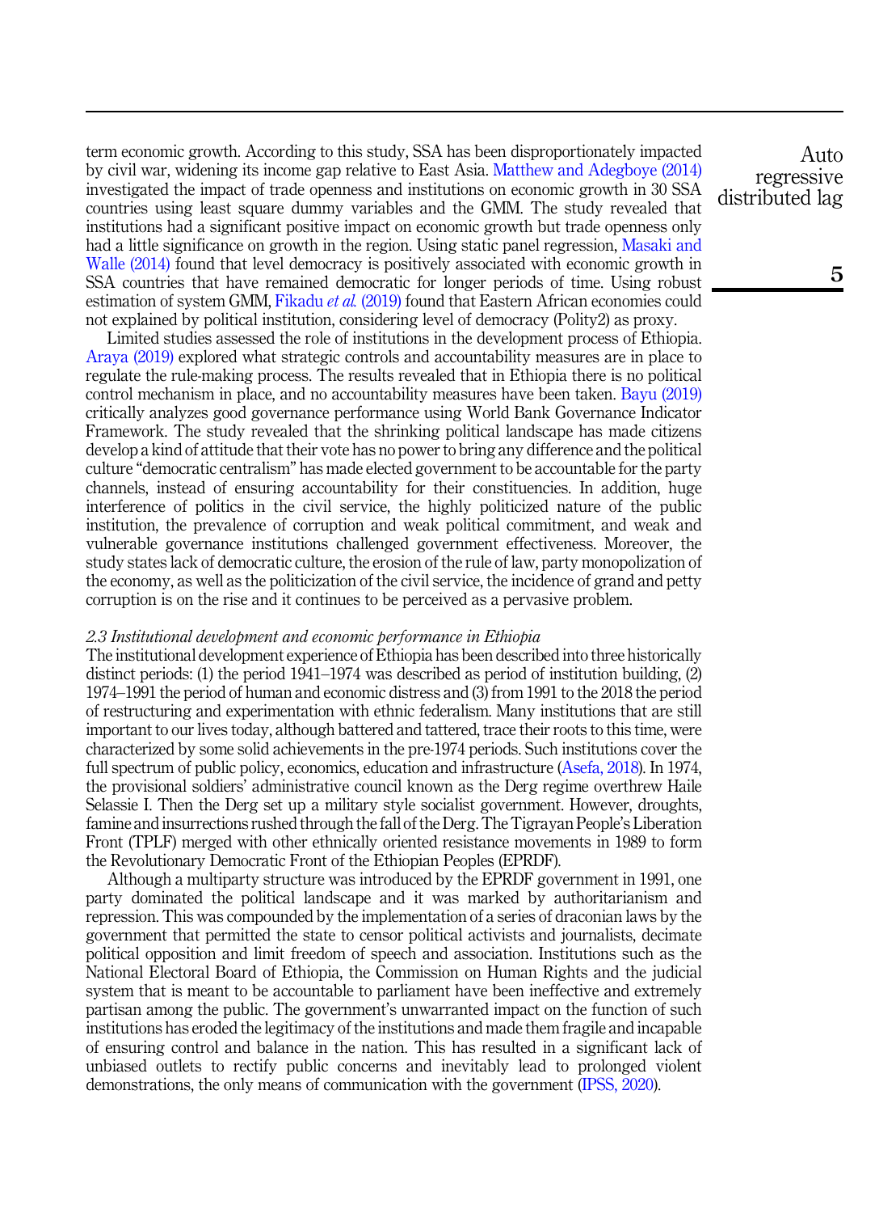term economic growth. According to this study, SSA has been disproportionately impacted by civil war, widening its income gap relative to East Asia. Matthew and Adegboye (2014) investigated the impact of trade openness and institutions on economic growth in 30 SSA countries using least square dummy variables and the GMM. The study revealed that institutions had a significant positive impact on economic growth but trade openness only had a little significance on growth in the region. Using static panel regression, Masaki and Walle (2014) found that level democracy is positively associated with economic growth in SSA countries that have remained democratic for longer periods of time. Using robust estimation of system GMM, Fikadu *et al.* (2019) found that Eastern African economies could not explained by political institution, considering level of democracy (Polity2) as proxy.

Limited studies assessed the role of institutions in the development process of Ethiopia. Araya (2019) explored what strategic controls and accountability measures are in place to regulate the rule-making process. The results revealed that in Ethiopia there is no political control mechanism in place, and no accountability measures have been taken. Bayu (2019) critically analyzes good governance performance using World Bank Governance Indicator Framework. The study revealed that the shrinking political landscape has made citizens develop a kind of attitude that their vote has no power to bring any difference and the political culture "democratic centralism" has made elected government to be accountable for the party channels, instead of ensuring accountability for their constituencies. In addition, huge interference of politics in the civil service, the highly politicized nature of the public institution, the prevalence of corruption and weak political commitment, and weak and vulnerable governance institutions challenged government effectiveness. Moreover, the study states lack of democratic culture, the erosion of the rule of law, party monopolization of the economy, as well as the politicization of the civil service, the incidence of grand and petty corruption is on the rise and it continues to be perceived as a pervasive problem.

### *2.3 Institutional development and economic performance in Ethiopia*

The institutional development experience of Ethiopia has been described into three historically distinct periods: (1) the period 1941–1974 was described as period of institution building, (2) 1974–1991 the period of human and economic distress and (3) from 1991 to the 2018 the period of restructuring and experimentation with ethnic federalism. Many institutions that are still important to our lives today, although battered and tattered, trace their roots to this time, were characterized by some solid achievements in the pre-1974 periods. Such institutions cover the full spectrum of public policy, economics, education and infrastructure (Asefa, 2018). In 1974, the provisional soldiers' administrative council known as the Derg regime overthrew Haile Selassie I. Then the Derg set up a military style socialist government. However, droughts, famine and insurrections rushed through the fall of the Derg. The Tigrayan People's Liberation Front (TPLF) merged with other ethnically oriented resistance movements in 1989 to form the Revolutionary Democratic Front of the Ethiopian Peoples (EPRDF).

Although a multiparty structure was introduced by the EPRDF government in 1991, one party dominated the political landscape and it was marked by authoritarianism and repression. This was compounded by the implementation of a series of draconian laws by the government that permitted the state to censor political activists and journalists, decimate political opposition and limit freedom of speech and association. Institutions such as the National Electoral Board of Ethiopia, the Commission on Human Rights and the judicial system that is meant to be accountable to parliament have been ineffective and extremely partisan among the public. The government's unwarranted impact on the function of such institutions has eroded the legitimacy of the institutions and made them fragile and incapable of ensuring control and balance in the nation. This has resulted in a significant lack of unbiased outlets to rectify public concerns and inevitably lead to prolonged violent demonstrations, the only means of communication with the government (IPSS, 2020).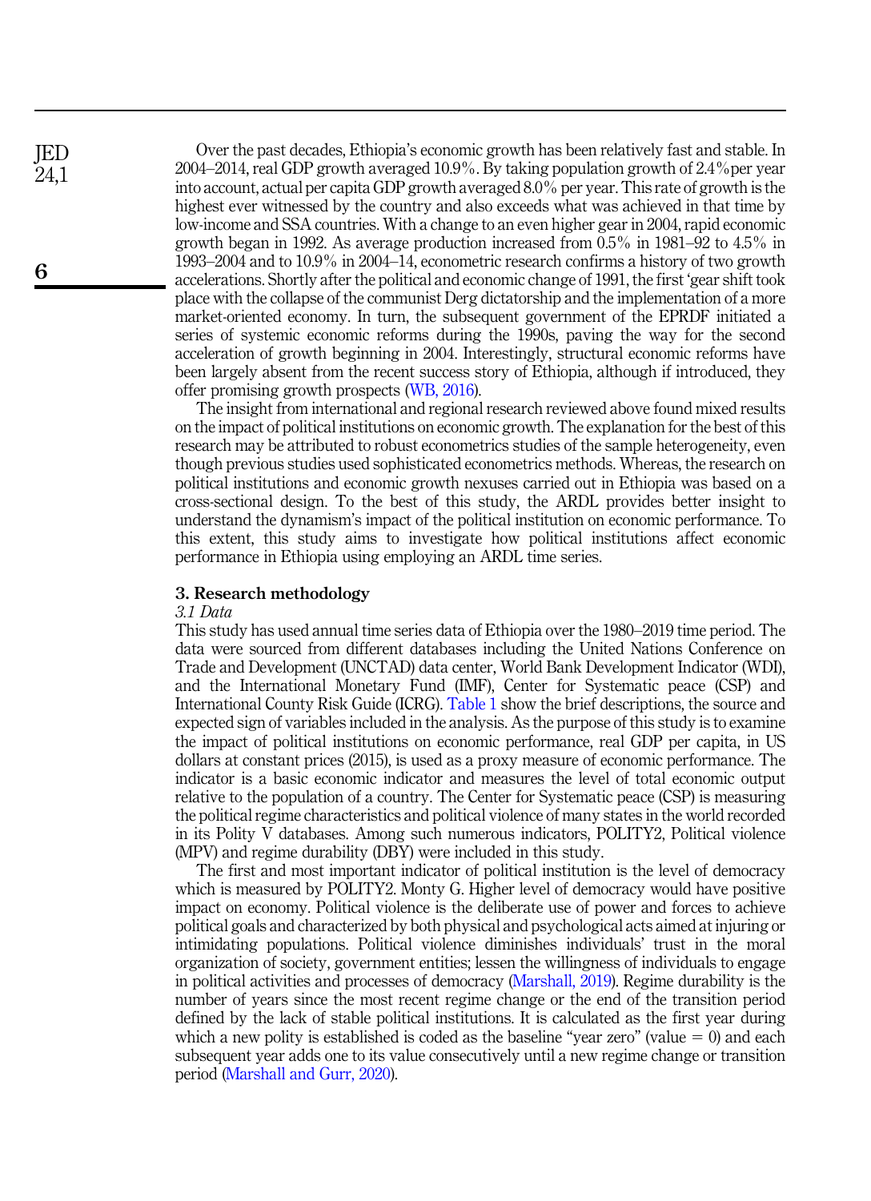Over the past decades, Ethiopia's economic growth has been relatively fast and stable. In 2004–2014, real GDP growth averaged 10.9%. By taking population growth of 2.4%per year into account, actual per capita GDP growth averaged 8.0% per year. This rate of growth is the highest ever witnessed by the country and also exceeds what was achieved in that time by low-income and SSA countries. With a change to an even higher gear in 2004, rapid economic growth began in 1992. As average production increased from 0.5% in 1981–92 to 4.5% in 1993–2004 and to 10.9% in 2004–14, econometric research confirms a history of two growth accelerations. Shortly after the political and economic change of 1991, the first 'gear shift took place with the collapse of the communist Derg dictatorship and the implementation of a more market-oriented economy. In turn, the subsequent government of the EPRDF initiated a series of systemic economic reforms during the 1990s, paving the way for the second acceleration of growth beginning in 2004. Interestingly, structural economic reforms have been largely absent from the recent success story of Ethiopia, although if introduced, they offer promising growth prospects (WB, 2016).

The insight from international and regional research reviewed above found mixed results on the impact of political institutions on economic growth. The explanation for the best of this research may be attributed to robust econometrics studies of the sample heterogeneity, even though previous studies used sophisticated econometrics methods. Whereas, the research on political institutions and economic growth nexuses carried out in Ethiopia was based on a cross-sectional design. To the best of this study, the ARDL provides better insight to understand the dynamism's impact of the political institution on economic performance. To this extent, this study aims to investigate how political institutions affect economic performance in Ethiopia using employing an ARDL time series.

## 3. Research methodology

### *3.1 Data*

This study has used annual time series data of Ethiopia over the 1980–2019 time period. The data were sourced from different databases including the United Nations Conference on Trade and Development (UNCTAD) data center, World Bank Development Indicator (WDI), and the International Monetary Fund (IMF), Center for Systematic peace (CSP) and International County Risk Guide (ICRG). Table 1 show the brief descriptions, the source and expected sign of variables included in the analysis. As the purpose of this study is to examine the impact of political institutions on economic performance, real GDP per capita, in US dollars at constant prices (2015), is used as a proxy measure of economic performance. The indicator is a basic economic indicator and measures the level of total economic output relative to the population of a country. The Center for Systematic peace (CSP) is measuring the political regime characteristics and political violence of many states in the world recorded in its Polity V databases. Among such numerous indicators, POLITY2, Political violence (MPV) and regime durability (DBY) were included in this study.

The first and most important indicator of political institution is the level of democracy which is measured by POLITY2. Monty G. Higher level of democracy would have positive impact on economy. Political violence is the deliberate use of power and forces to achieve political goals and characterized by both physical and psychological acts aimed at injuring or intimidating populations. Political violence diminishes individuals' trust in the moral organization of society, government entities; lessen the willingness of individuals to engage in political activities and processes of democracy (Marshall, 2019). Regime durability is the number of years since the most recent regime change or the end of the transition period defined by the lack of stable political institutions. It is calculated as the first year during which a new polity is established is coded as the baseline "year zero" (value = 0) and each subsequent year adds one to its value consecutively until a new regime change or transition period (Marshall and Gurr, 2020).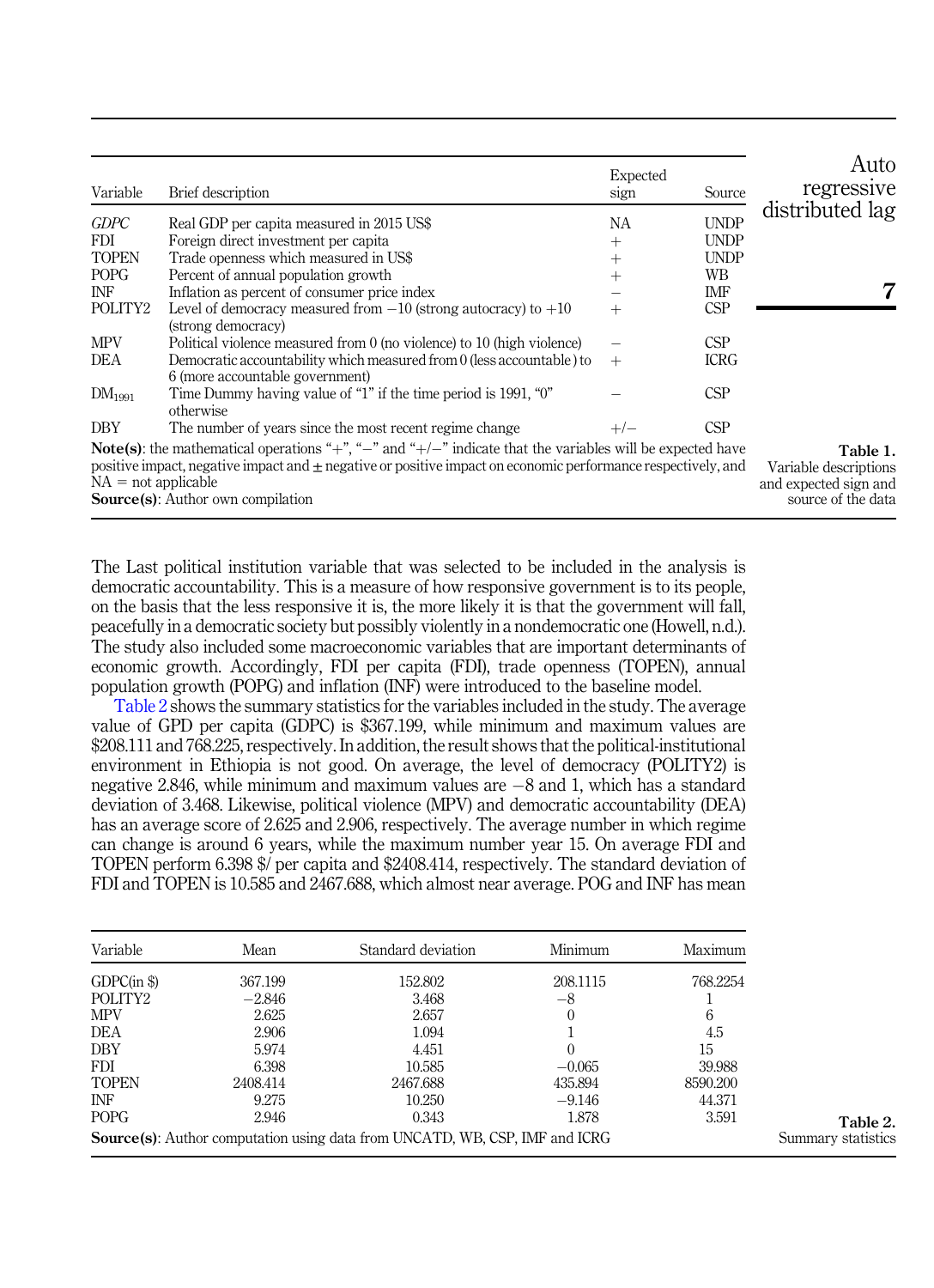| Variable | Brief description | Expected sign | Source |
|---|---|---|---|
| *GDPC* | Real GDP per capita measured in 2015 US$ | NA | UNDP |
| FDI | Foreign direct investment per capita | + | UNDP |
| TOPEN | Trade openness which measured in US$ | + | UNDP |
| POPG | Percent of annual population growth | + | WB |
| INF | Inflation as percent of consumer price index | − | IMF |
| POLITY2 | Level of democracy measured from −10 (strong autocracy) to +10 (strong democracy) | + | CSP |
| MPV | Political violence measured from 0 (no violence) to 10 (high violence) | − | CSP |
| DEA | Democratic accountability which measured from 0 (less accountable) to 6 (more accountable government) | + | ICRG |
| $DM_{1991}$ | Time Dummy having value of "1" if the time period is 1991, "0" otherwise | − | CSP |
| DBY | The number of years since the most recent regime change | +/− | CSP |

**Note(s)**: the mathematical operations "+", "−" and "+/−" indicate that the variables will be expected have positive impact, negative impact and ± negative or positive impact on economic performance respectively, and NA = not applicable
**Source(s)**: Author own compilation

**Table 1.** Variable descriptions and expected sign and source of the data

The Last political institution variable that was selected to be included in the analysis is democratic accountability. This is a measure of how responsive government is to its people, on the basis that the less responsive it is, the more likely it is that the government will fall, peacefully in a democratic society but possibly violently in a nondemocratic one (Howell, n.d.). The study also included some macroeconomic variables that are important determinants of economic growth. Accordingly, FDI per capita (FDI), trade openness (TOPEN), annual population growth (POPG) and inflation (INF) were introduced to the baseline model.

Table 2 shows the summary statistics for the variables included in the study. The average value of GPD per capita (GDPC) is $367.199, while minimum and maximum values are $208.111 and 768.225, respectively. In addition, the result shows that the political-institutional environment in Ethiopia is not good. On average, the level of democracy (POLITY2) is negative 2.846, while minimum and maximum values are −8 and 1, which has a standard deviation of 3.468. Likewise, political violence (MPV) and democratic accountability (DEA) has an average score of 2.625 and 2.906, respectively. The average number in which regime can change is around 6 years, while the maximum number year 15. On average FDI and TOPEN perform 6.398 $/ per capita and $2408.414, respectively. The standard deviation of FDI and TOPEN is 10.585 and 2467.688, which almost near average. POG and INF has mean

| Variable | Mean | Standard deviation | Minimum | Maximum |
|---|---|---|---|---|
| GDPC(in $) | 367.199 | 152.802 | 208.1115 | 768.2254 |
| POLITY2 | −2.846 | 3.468 | −8 | 1 |
| MPV | 2.625 | 2.657 | 0 | 6 |
| DEA | 2.906 | 1.094 | 1 | 4.5 |
| DBY | 5.974 | 4.451 | 0 | 15 |
| FDI | 6.398 | 10.585 | −0.065 | 39.988 |
| TOPEN | 2408.414 | 2467.688 | 435.894 | 8590.200 |
| INF | 9.275 | 10.250 | −9.146 | 44.371 |
| POPG | 2.946 | 0.343 | 1.878 | 3.591 |

**Source(s)**: Author computation using data from UNCATD, WB, CSP, IMF and ICRG

**Table 2.** Summary statistics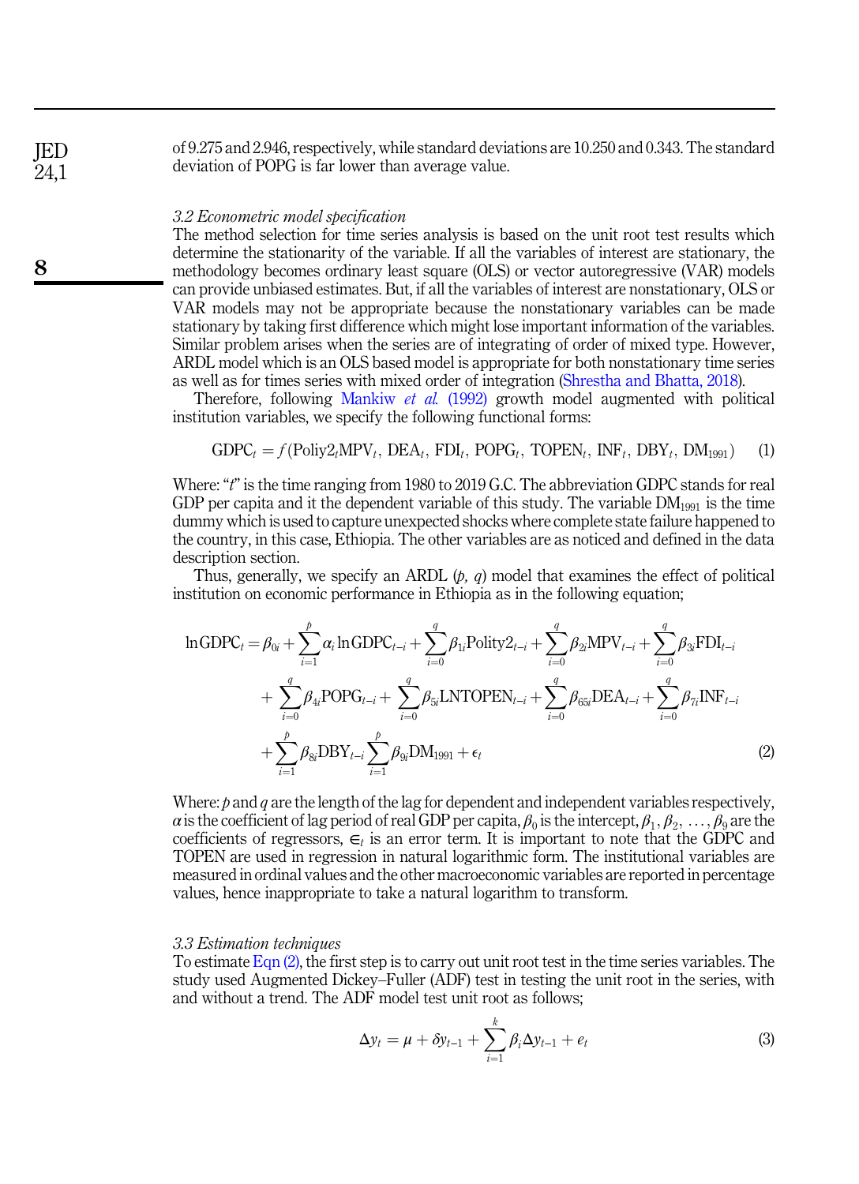of 9.275 and 2.946, respectively, while standard deviations are 10.250 and 0.343. The standard deviation of POPG is far lower than average value.

### 3.2 Econometric model specification

The method selection for time series analysis is based on the unit root test results which determine the stationarity of the variable. If all the variables of interest are stationary, the methodology becomes ordinary least square (OLS) or vector autoregressive (VAR) models can provide unbiased estimates. But, if all the variables of interest are nonstationary, OLS or VAR models may not be appropriate because the nonstationary variables can be made stationary by taking first difference which might lose important information of the variables. Similar problem arises when the series are of integrating of order of mixed type. However, ARDL model which is an OLS based model is appropriate for both nonstationary time series as well as for times series with mixed order of integration (Shrestha and Bhatta, 2018).

Therefore, following Mankiw *et al.* (1992) growth model augmented with political institution variables, we specify the following functional forms:

$$\text{GDPC}_t = f(\text{Poliy2}_t\text{MPV}_t,\ \text{DEA}_t,\ \text{FDI}_t,\ \text{POPG}_t,\ \text{TOPEN}_t,\ \text{INF}_t,\ \text{DBY}_t,\ \text{DM}_{1991}) \tag{1}$$

Where: "$t$" is the time ranging from 1980 to 2019 G.C. The abbreviation GDPC stands for real GDP per capita and it the dependent variable of this study. The variable $\text{DM}_{1991}$ is the time dummy which is used to capture unexpected shocks where complete state failure happened to the country, in this case, Ethiopia. The other variables are as noticed and defined in the data description section.

Thus, generally, we specify an ARDL ($p$, $q$) model that examines the effect of political institution on economic performance in Ethiopia as in the following equation;

$$\begin{aligned}\ln\text{GDPC}_t = \beta_{0i} &+ \sum_{i=1}^{p}\alpha_i \ln\text{GDPC}_{t-i} + \sum_{i=0}^{q}\beta_{1i}\text{Polity2}_{t-i} + \sum_{i=0}^{q}\beta_{2i}\text{MPV}_{t-i} + \sum_{i=0}^{q}\beta_{3i}\text{FDI}_{t-i} \\ &+ \sum_{i=0}^{q}\beta_{4i}\text{POPG}_{t-i} + \sum_{i=0}^{q}\beta_{5i}\text{LNTOPEN}_{t-i} + \sum_{i=0}^{q}\beta_{65i}\text{DEA}_{t-i} + \sum_{i=0}^{q}\beta_{7i}\text{INF}_{t-i} \\ &+ \sum_{i=1}^{p}\beta_{8i}\text{DBY}_{t-i}\sum_{i=1}^{p}\beta_{9i}\text{DM}_{1991} + \epsilon_t\end{aligned} \tag{2}$$

Where: $p$ and $q$ are the length of the lag for dependent and independent variables respectively, $\alpha$ is the coefficient of lag period of real GDP per capita, $\beta_0$ is the intercept, $\beta_1, \beta_2, \ldots, \beta_9$ are the coefficients of regressors, $\in_t$ is an error term. It is important to note that the GDPC and TOPEN are used in regression in natural logarithmic form. The institutional variables are measured in ordinal values and the other macroeconomic variables are reported in percentage values, hence inappropriate to take a natural logarithm to transform.

### 3.3 Estimation techniques

To estimate Eqn (2), the first step is to carry out unit root test in the time series variables. The study used Augmented Dickey–Fuller (ADF) test in testing the unit root in the series, with and without a trend. The ADF model test unit root as follows;

$$\Delta y_t = \mu + \delta y_{t-1} + \sum_{i=1}^{k}\beta_i \Delta y_{t-1} + e_t \tag{3}$$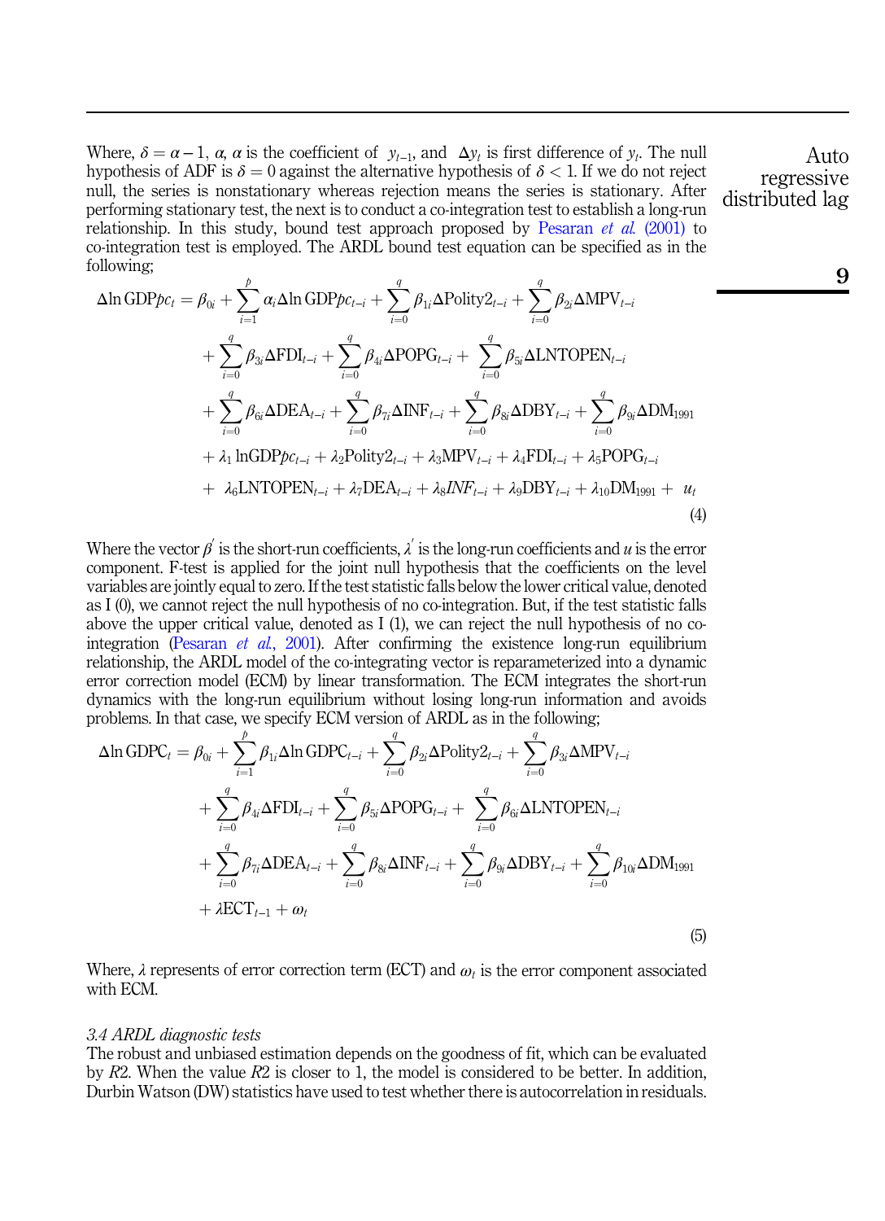Where, $\delta = \alpha - 1$, $\alpha$, $\alpha$ is the coefficient of $y_{t-1}$, and $\Delta y_t$ is first difference of $y_t$. The null hypothesis of ADF is $\delta = 0$ against the alternative hypothesis of $\delta < 1$. If we do not reject null, the series is nonstationary whereas rejection means the series is stationary. After performing stationary test, the next is to conduct a co-integration test to establish a long-run relationship. In this study, bound test approach proposed by Pesaran *et al.* (2001) to co-integration test is employed. The ARDL bound test equation can be specified as in the following;

$$
\begin{aligned}
\Delta \ln \text{GDP}pc_t = \beta_{0i} &+ \sum_{i=1}^{p} \alpha_i \Delta \ln \text{GDP}pc_{t-i} + \sum_{i=0}^{q} \beta_{1i} \Delta \text{Polity2}_{t-i} + \sum_{i=0}^{q} \beta_{2i} \Delta \text{MPV}_{t-i} \\
&+ \sum_{i=0}^{q} \beta_{3i} \Delta \text{FDI}_{t-i} + \sum_{i=0}^{q} \beta_{4i} \Delta \text{POPG}_{t-i} + \sum_{i=0}^{q} \beta_{5i} \Delta \text{LNTOPEN}_{t-i} \\
&+ \sum_{i=0}^{q} \beta_{6i} \Delta \text{DEA}_{t-i} + \sum_{i=0}^{q} \beta_{7i} \Delta \text{INF}_{t-i} + \sum_{i=0}^{q} \beta_{8i} \Delta \text{DBY}_{t-i} + \sum_{i=0}^{q} \beta_{9i} \Delta \text{DM}_{1991} \\
&+ \lambda_1 \ln \text{GDP}pc_{t-i} + \lambda_2 \text{Polity2}_{t-i} + \lambda_3 \text{MPV}_{t-i} + \lambda_4 \text{FDI}_{t-i} + \lambda_5 \text{POPG}_{t-i} \\
&+ \lambda_6 \text{LNTOPEN}_{t-i} + \lambda_7 \text{DEA}_{t-i} + \lambda_8 INF_{t-i} + \lambda_9 \text{DBY}_{t-i} + \lambda_{10} \text{DM}_{1991} + u_t
\end{aligned} \tag{4}
$$

Where the vector $\beta'$ is the short-run coefficients, $\lambda'$ is the long-run coefficients and $u$ is the error component. F-test is applied for the joint null hypothesis that the coefficients on the level variables are jointly equal to zero. If the test statistic falls below the lower critical value, denoted as I (0), we cannot reject the null hypothesis of no co-integration. But, if the test statistic falls above the upper critical value, denoted as I (1), we can reject the null hypothesis of no co-integration (Pesaran *et al.*, 2001). After confirming the existence long-run equilibrium relationship, the ARDL model of the co-integrating vector is reparameterized into a dynamic error correction model (ECM) by linear transformation. The ECM integrates the short-run dynamics with the long-run equilibrium without losing long-run information and avoids problems. In that case, we specify ECM version of ARDL as in the following;

$$
\begin{aligned}
\Delta \ln \text{GDPC}_t = \beta_{0i} &+ \sum_{i=1}^{p} \beta_{1i} \Delta \ln \text{GDPC}_{t-i} + \sum_{i=0}^{q} \beta_{2i} \Delta \text{Polity2}_{t-i} + \sum_{i=0}^{q} \beta_{3i} \Delta \text{MPV}_{t-i} \\
&+ \sum_{i=0}^{q} \beta_{4i} \Delta \text{FDI}_{t-i} + \sum_{i=0}^{q} \beta_{5i} \Delta \text{POPG}_{t-i} + \sum_{i=0}^{q} \beta_{6i} \Delta \text{LNTOPEN}_{t-i} \\
&+ \sum_{i=0}^{q} \beta_{7i} \Delta \text{DEA}_{t-i} + \sum_{i=0}^{q} \beta_{8i} \Delta \text{INF}_{t-i} + \sum_{i=0}^{q} \beta_{9i} \Delta \text{DBY}_{t-i} + \sum_{i=0}^{q} \beta_{10i} \Delta \text{DM}_{1991} \\
&+ \lambda \text{ECT}_{t-1} + \omega_t
\end{aligned} \tag{5}
$$

Where, $\lambda$ represents of error correction term (ECT) and $\omega_t$ is the error component associated with ECM.

### *3.4 ARDL diagnostic tests*

The robust and unbiased estimation depends on the goodness of fit, which can be evaluated by $R2$. When the value $R2$ is closer to 1, the model is considered to be better. In addition, Durbin Watson (DW) statistics have used to test whether there is autocorrelation in residuals.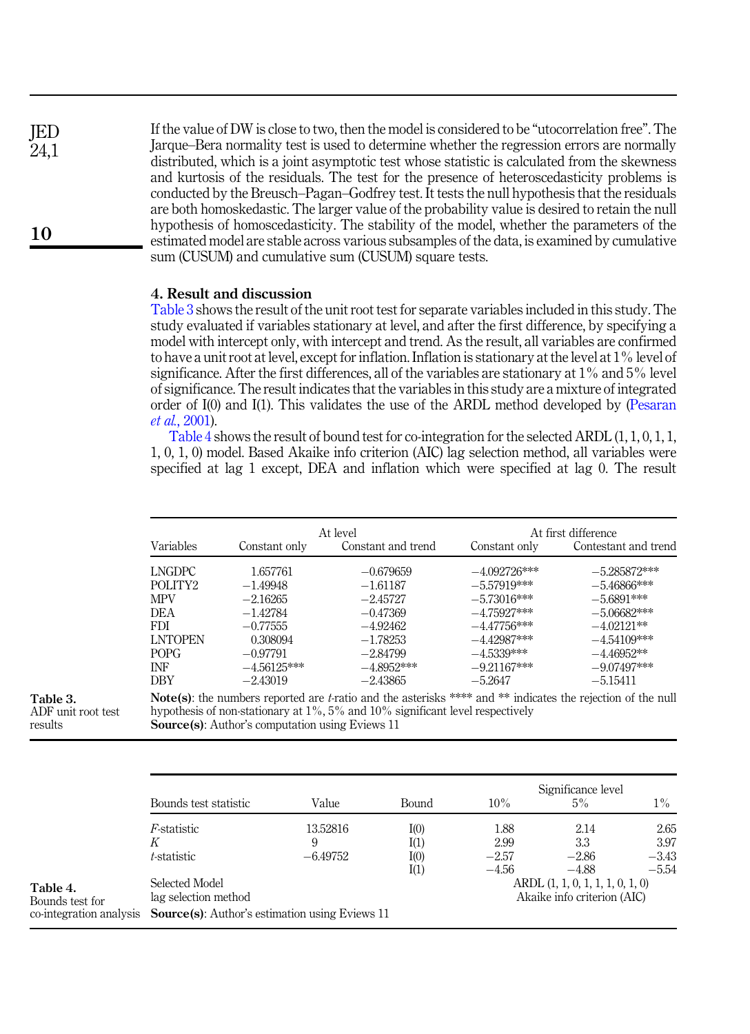If the value of DW is close to two, then the model is considered to be "utocorrelation free". The Jarque–Bera normality test is used to determine whether the regression errors are normally distributed, which is a joint asymptotic test whose statistic is calculated from the skewness and kurtosis of the residuals. The test for the presence of heteroscedasticity problems is conducted by the Breusch–Pagan–Godfrey test. It tests the null hypothesis that the residuals are both homoskedastic. The larger value of the probability value is desired to retain the null hypothesis of homoscedasticity. The stability of the model, whether the parameters of the estimated model are stable across various subsamples of the data, is examined by cumulative sum (CUSUM) and cumulative sum (CUSUM) square tests.

## 4. Result and discussion

Table 3 shows the result of the unit root test for separate variables included in this study. The study evaluated if variables stationary at level, and after the first difference, by specifying a model with intercept only, with intercept and trend. As the result, all variables are confirmed to have a unit root at level, except for inflation. Inflation is stationary at the level at 1% level of significance. After the first differences, all of the variables are stationary at 1% and 5% level of significance. The result indicates that the variables in this study are a mixture of integrated order of I(0) and I(1). This validates the use of the ARDL method developed by (Pesaran *et al.*, 2001).

Table 4 shows the result of bound test for co-integration for the selected ARDL (1, 1, 0, 1, 1, 1, 0, 1, 0) model. Based Akaike info criterion (AIC) lag selection method, all variables were specified at lag 1 except, DEA and inflation which were specified at lag 0. The result

**Table 3.** ADF unit root test results

| Variables | At level | | At first difference | |
|---|---|---|---|---|
| | Constant only | Constant and trend | Constant only | Contestant and trend |
| LNGDPC | 1.657761 | −0.679659 | −4.092726*** | −5.285872*** |
| POLITY2 | −1.49948 | −1.61187 | −5.57919*** | −5.46866*** |
| MPV | −2.16265 | −2.45727 | −5.73016*** | −5.6891*** |
| DEA | −1.42784 | −0.47369 | −4.75927*** | −5.06682*** |
| FDI | −0.77555 | −4.92462 | −4.47756*** | −4.02121** |
| LNTOPEN | 0.308094 | −1.78253 | −4.42987*** | −4.54109*** |
| POPG | −0.97791 | −2.84799 | −4.5339*** | −4.46952** |
| INF | −4.56125*** | −4.8952*** | −9.21167*** | −9.07497*** |
| DBY | −2.43019 | −2.43865 | −5.2647 | −5.15411 |

**Note(s)**: the numbers reported are *t*-ratio and the asterisks **** and ** indicates the rejection of the null hypothesis of non-stationary at 1%, 5% and 10% significant level respectively

**Source(s)**: Author's computation using Eviews 11

**Table 4.** Bounds test for co-integration analysis

| Bounds test statistic | Value | Bound | Significance level 10% | 5% | 1% |
|---|---|---|---|---|---|
| *F*-statistic | 13.52816 | I(0) | 1.88 | 2.14 | 2.65 |
| *K* | 9 | I(1) | 2.99 | 3.3 | 3.97 |
| *t*-statistic | −6.49752 | I(0) | −2.57 | −2.86 | −3.43 |
| | | I(1) | −4.56 | −4.88 | −5.54 |
| Selected Model | | | ARDL (1, 1, 0, 1, 1, 1, 0, 1, 0) | | |
| lag selection method | | | Akaike info criterion (AIC) | | |

**Source(s)**: Author's estimation using Eviews 11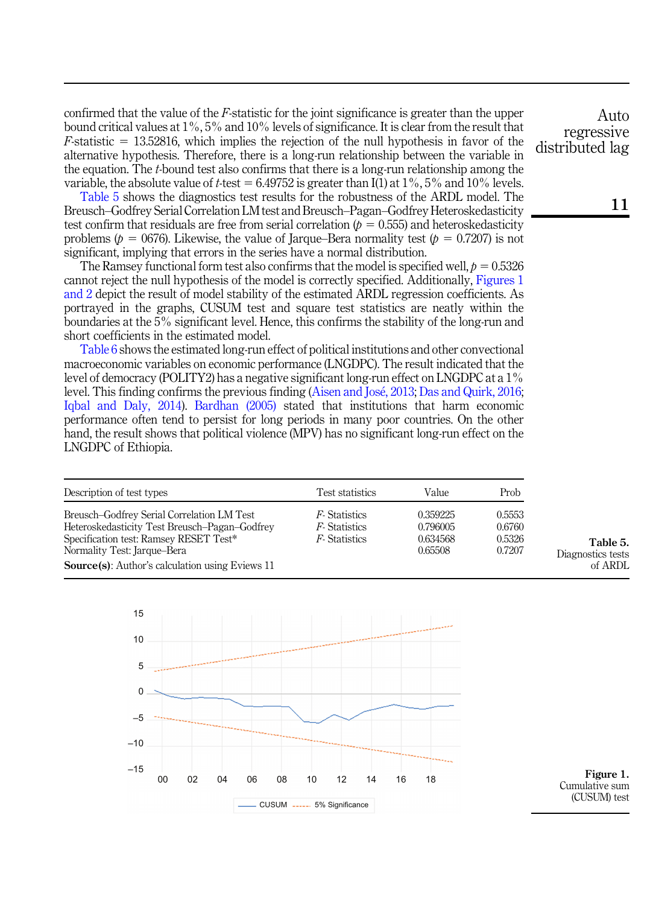confirmed that the value of the $F$-statistic for the joint significance is greater than the upper bound critical values at 1%, 5% and 10% levels of significance. It is clear from the result that $F$-statistic = 13.52816, which implies the rejection of the null hypothesis in favor of the alternative hypothesis. Therefore, there is a long-run relationship between the variable in the equation. The $t$-bound test also confirms that there is a long-run relationship among the variable, the absolute value of $t$-test = 6.49752 is greater than I(1) at 1%, 5% and 10% levels.

Table 5 shows the diagnostics test results for the robustness of the ARDL model. The Breusch–Godfrey Serial Correlation LM test and Breusch–Pagan–Godfrey Heteroskedasticity test confirm that residuals are free from serial correlation ($p$ = 0.555) and heteroskedasticity problems ($p$ = 0676). Likewise, the value of Jarque–Bera normality test ($p$ = 0.7207) is not significant, implying that errors in the series have a normal distribution.

The Ramsey functional form test also confirms that the model is specified well, $p$ = 0.5326 cannot reject the null hypothesis of the model is correctly specified. Additionally, Figures 1 and 2 depict the result of model stability of the estimated ARDL regression coefficients. As portrayed in the graphs, CUSUM test and square test statistics are neatly within the boundaries at the 5% significant level. Hence, this confirms the stability of the long-run and short coefficients in the estimated model.

Table 6 shows the estimated long-run effect of political institutions and other convectional macroeconomic variables on economic performance (LNGDPC). The result indicated that the level of democracy (POLITY2) has a negative significant long-run effect on LNGDPC at a 1% level. This finding confirms the previous finding (Aisen and José, 2013; Das and Quirk, 2016; Iqbal and Daly, 2014). Bardhan (2005) stated that institutions that harm economic performance often tend to persist for long periods in many poor countries. On the other hand, the result shows that political violence (MPV) has no significant long-run effect on the LNGDPC of Ethiopia.

| Description of test types | Test statistics | Value | Prob |
|---|---|---|---|
| Breusch–Godfrey Serial Correlation LM Test | $F$- Statistics | 0.359225 | 0.5553 |
| Heteroskedasticity Test Breusch–Pagan–Godfrey | $F$- Statistics | 0.796005 | 0.6760 |
| Specification test: Ramsey RESET Test* | $F$- Statistics | 0.634568 | 0.5326 |
| Normality Test: Jarque–Bera | | 0.65508 | 0.7207 |

**Source(s)**: Author's calculation using Eviews 11

**Table 5.** Diagnostics tests of ARDL

**Figure 1.** Cumulative sum (CUSUM) test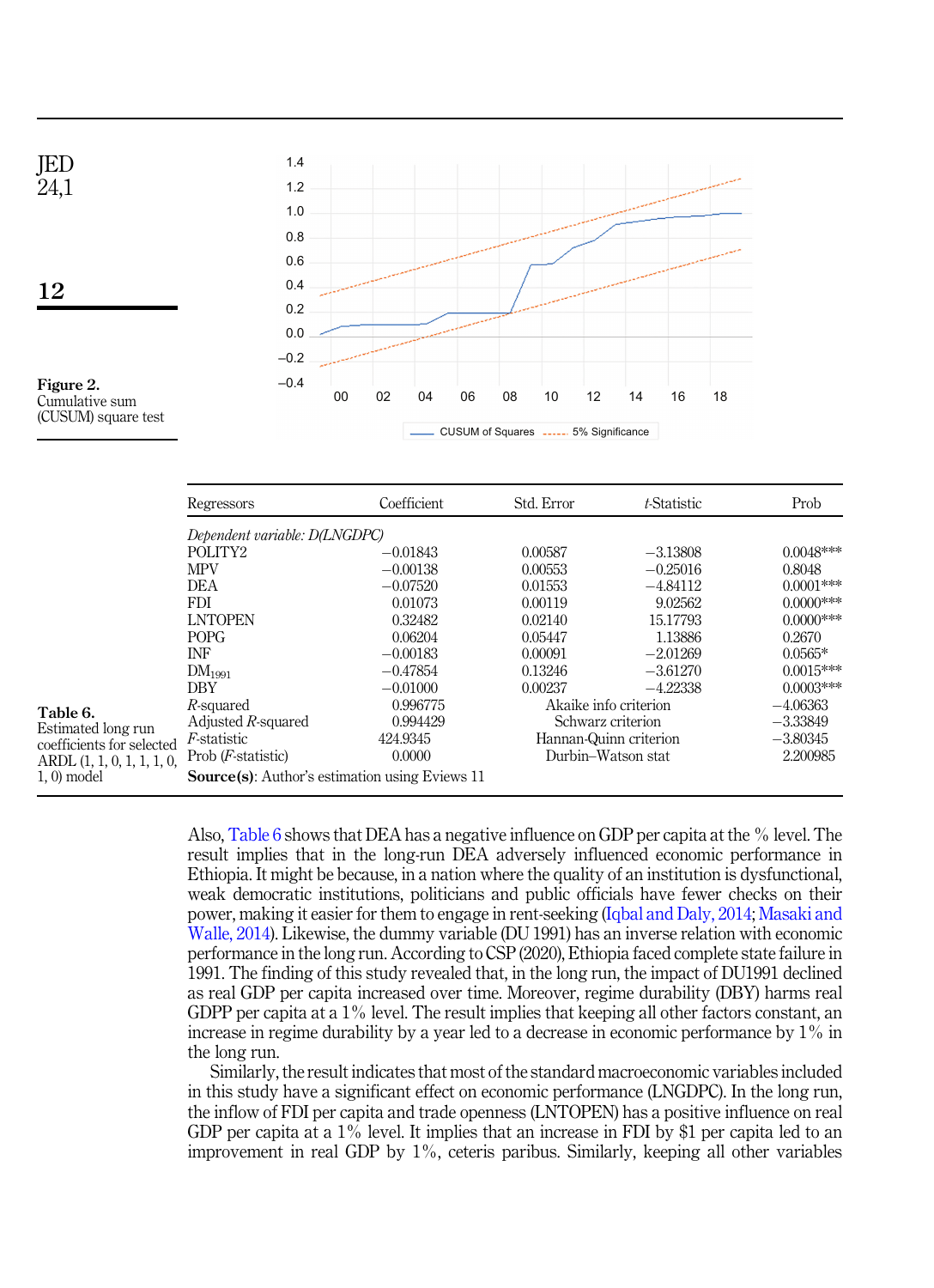Figure 2. Cumulative sum (CUSUM) square test

Table 6. Estimated long run coefficients for selected ARDL (1, 1, 0, 1, 1, 1, 0, 1, 0) model

| Regressors | Coefficient | Std. Error | *t*-Statistic | Prob |
|---|---|---|---|---|
| *Dependent variable: D(LNGDPC)* | | | | |
| POLITY2 | −0.01843 | 0.00587 | −3.13808 | 0.0048*** |
| MPV | −0.00138 | 0.00553 | −0.25016 | 0.8048 |
| DEA | −0.07520 | 0.01553 | −4.84112 | 0.0001*** |
| FDI | 0.01073 | 0.00119 | 9.02562 | 0.0000*** |
| LNTOPEN | 0.32482 | 0.02140 | 15.17793 | 0.0000*** |
| POPG | 0.06204 | 0.05447 | 1.13886 | 0.2670 |
| INF | −0.00183 | 0.00091 | −2.01269 | 0.0565* |
| $DM_{1991}$ | −0.47854 | 0.13246 | −3.61270 | 0.0015*** |
| DBY | −0.01000 | 0.00237 | −4.22338 | 0.0003*** |
| $R$-squared | 0.996775 | Akaike info criterion | | −4.06363 |
| Adjusted $R$-squared | 0.994429 | Schwarz criterion | | −3.33849 |
| $F$-statistic | 424.9345 | Hannan-Quinn criterion | | −3.80345 |
| Prob ($F$-statistic) | 0.0000 | Durbin–Watson stat | | 2.200985 |

**Source(s)**: Author's estimation using Eviews 11

Also, Table 6 shows that DEA has a negative influence on GDP per capita at the % level. The result implies that in the long-run DEA adversely influenced economic performance in Ethiopia. It might be because, in a nation where the quality of an institution is dysfunctional, weak democratic institutions, politicians and public officials have fewer checks on their power, making it easier for them to engage in rent-seeking (Iqbal and Daly, 2014; Masaki and Walle, 2014). Likewise, the dummy variable (DU 1991) has an inverse relation with economic performance in the long run. According to CSP (2020), Ethiopia faced complete state failure in 1991. The finding of this study revealed that, in the long run, the impact of DU1991 declined as real GDP per capita increased over time. Moreover, regime durability (DBY) harms real GDPP per capita at a 1% level. The result implies that keeping all other factors constant, an increase in regime durability by a year led to a decrease in economic performance by 1% in the long run.

Similarly, the result indicates that most of the standard macroeconomic variables included in this study have a significant effect on economic performance (LNGDPC). In the long run, the inflow of FDI per capita and trade openness (LNTOPEN) has a positive influence on real GDP per capita at a 1% level. It implies that an increase in FDI by $1 per capita led to an improvement in real GDP by 1%, ceteris paribus. Similarly, keeping all other variables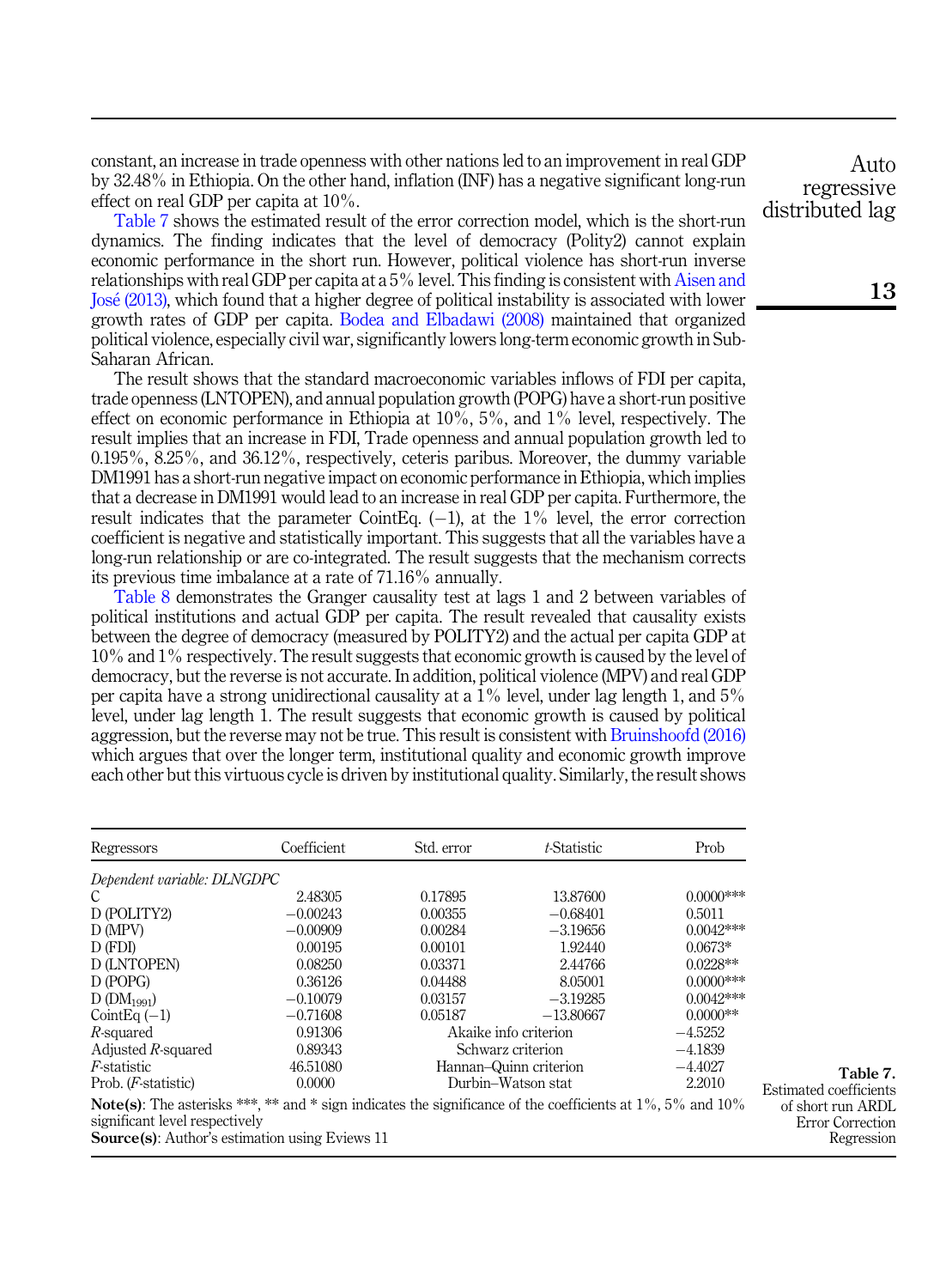constant, an increase in trade openness with other nations led to an improvement in real GDP by 32.48% in Ethiopia. On the other hand, inflation (INF) has a negative significant long-run effect on real GDP per capita at 10%.

Table 7 shows the estimated result of the error correction model, which is the short-run dynamics. The finding indicates that the level of democracy (Polity2) cannot explain economic performance in the short run. However, political violence has short-run inverse relationships with real GDP per capita at a 5% level. This finding is consistent with Aisen and José (2013), which found that a higher degree of political instability is associated with lower growth rates of GDP per capita. Bodea and Elbadawi (2008) maintained that organized political violence, especially civil war, significantly lowers long-term economic growth in Sub-Saharan African.

The result shows that the standard macroeconomic variables inflows of FDI per capita, trade openness (LNTOPEN), and annual population growth (POPG) have a short-run positive effect on economic performance in Ethiopia at 10%, 5%, and 1% level, respectively. The result implies that an increase in FDI, Trade openness and annual population growth led to 0.195%, 8.25%, and 36.12%, respectively, ceteris paribus. Moreover, the dummy variable DM1991 has a short-run negative impact on economic performance in Ethiopia, which implies that a decrease in DM1991 would lead to an increase in real GDP per capita. Furthermore, the result indicates that the parameter CointEq. (−1), at the 1% level, the error correction coefficient is negative and statistically important. This suggests that all the variables have a long-run relationship or are co-integrated. The result suggests that the mechanism corrects its previous time imbalance at a rate of 71.16% annually.

Table 8 demonstrates the Granger causality test at lags 1 and 2 between variables of political institutions and actual GDP per capita. The result revealed that causality exists between the degree of democracy (measured by POLITY2) and the actual per capita GDP at 10% and 1% respectively. The result suggests that economic growth is caused by the level of democracy, but the reverse is not accurate. In addition, political violence (MPV) and real GDP per capita have a strong unidirectional causality at a 1% level, under lag length 1, and 5% level, under lag length 1. The result suggests that economic growth is caused by political aggression, but the reverse may not be true. This result is consistent with Bruinshoofd (2016) which argues that over the longer term, institutional quality and economic growth improve each other but this virtuous cycle is driven by institutional quality. Similarly, the result shows

**Table 7.** Estimated coefficients of short run ARDL Error Correction Regression

| Regressors | Coefficient | Std. error | *t*-Statistic | Prob |
|---|---|---|---|---|
| *Dependent variable: DLNGDPC* | | | | |
| C | 2.48305 | 0.17895 | 13.87600 | 0.0000*** |
| D (POLITY2) | −0.00243 | 0.00355 | −0.68401 | 0.5011 |
| D (MPV) | −0.00909 | 0.00284 | −3.19656 | 0.0042*** |
| D (FDI) | 0.00195 | 0.00101 | 1.92440 | 0.0673* |
| D (LNTOPEN) | 0.08250 | 0.03371 | 2.44766 | 0.0228** |
| D (POPG) | 0.36126 | 0.04488 | 8.05001 | 0.0000*** |
| D ($DM_{1991}$) | −0.10079 | 0.03157 | −3.19285 | 0.0042*** |
| CointEq (−1) | −0.71608 | 0.05187 | −13.80667 | 0.0000** |
| *R*-squared | 0.91306 | Akaike info criterion | | −4.5252 |
| Adjusted *R*-squared | 0.89343 | Schwarz criterion | | −4.1839 |
| *F*-statistic | 46.51080 | Hannan–Quinn criterion | | −4.4027 |
| Prob. (*F*-statistic) | 0.0000 | Durbin–Watson stat | | 2.2010 |

**Note(s)**: The asterisks ***, ** and * sign indicates the significance of the coefficients at 1%, 5% and 10% significant level respectively
**Source(s)**: Author's estimation using Eviews 11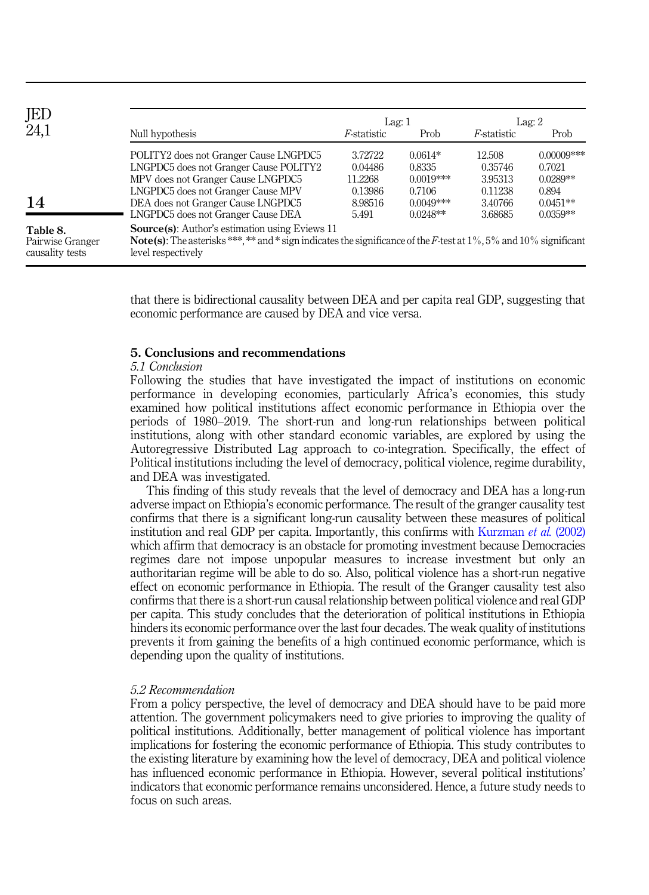**Table 8.** Pairwise Granger causality tests

| Null hypothesis | Lag: 1 | | Lag: 2 | |
|---|---|---|---|---|
| | *F*-statistic | Prob | *F*-statistic | Prob |
| POLITY2 does not Granger Cause LNGPDC5 | 3.72722 | 0.0614* | 12.508 | 0.00009*** |
| LNGPDC5 does not Granger Cause POLITY2 | 0.04486 | 0.8335 | 0.35746 | 0.7021 |
| MPV does not Granger Cause LNGPDC5 | 11.2268 | 0.0019*** | 3.95313 | 0.0289** |
| LNGPDC5 does not Granger Cause MPV | 0.13986 | 0.7106 | 0.11238 | 0.894 |
| DEA does not Granger Cause LNGPDC5 | 8.98516 | 0.0049*** | 3.40766 | 0.0451** |
| LNGPDC5 does not Granger Cause DEA | 5.491 | 0.0248** | 3.68685 | 0.0359** |

**Source(s)**: Author's estimation using Eviews 11
**Note(s)**: The asterisks ***, ** and * sign indicates the significance of the *F*-test at 1%, 5% and 10% significant level respectively

that there is bidirectional causality between DEA and per capita real GDP, suggesting that economic performance are caused by DEA and vice versa.

## 5. Conclusions and recommendations

### *5.1 Conclusion*

Following the studies that have investigated the impact of institutions on economic performance in developing economies, particularly Africa's economies, this study examined how political institutions affect economic performance in Ethiopia over the periods of 1980–2019. The short-run and long-run relationships between political institutions, along with other standard economic variables, are explored by using the Autoregressive Distributed Lag approach to co-integration. Specifically, the effect of Political institutions including the level of democracy, political violence, regime durability, and DEA was investigated.

This finding of this study reveals that the level of democracy and DEA has a long-run adverse impact on Ethiopia's economic performance. The result of the granger causality test confirms that there is a significant long-run causality between these measures of political institution and real GDP per capita. Importantly, this confirms with Kurzman *et al.* (2002) which affirm that democracy is an obstacle for promoting investment because Democracies regimes dare not impose unpopular measures to increase investment but only an authoritarian regime will be able to do so. Also, political violence has a short-run negative effect on economic performance in Ethiopia. The result of the Granger causality test also confirms that there is a short-run causal relationship between political violence and real GDP per capita. This study concludes that the deterioration of political institutions in Ethiopia hinders its economic performance over the last four decades. The weak quality of institutions prevents it from gaining the benefits of a high continued economic performance, which is depending upon the quality of institutions.

### *5.2 Recommendation*

From a policy perspective, the level of democracy and DEA should have to be paid more attention. The government policymakers need to give priories to improving the quality of political institutions. Additionally, better management of political violence has important implications for fostering the economic performance of Ethiopia. This study contributes to the existing literature by examining how the level of democracy, DEA and political violence has influenced economic performance in Ethiopia. However, several political institutions' indicators that economic performance remains unconsidered. Hence, a future study needs to focus on such areas.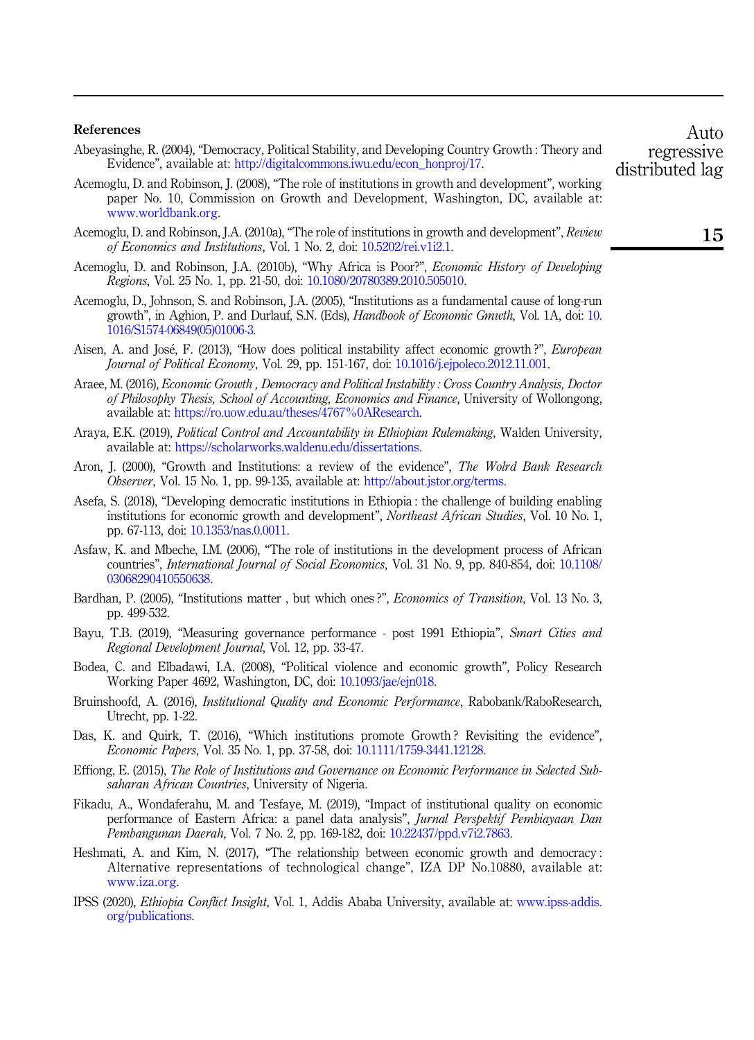## References

Abeyasinghe, R. (2004), "Democracy, Political Stability, and Developing Country Growth : Theory and Evidence", available at: http://digitalcommons.iwu.edu/econ_honproj/17.

Acemoglu, D. and Robinson, J. (2008), "The role of institutions in growth and development", working paper No. 10, Commission on Growth and Development, Washington, DC, available at: www.worldbank.org.

Acemoglu, D. and Robinson, J.A. (2010a), "The role of institutions in growth and development", *Review of Economics and Institutions*, Vol. 1 No. 2, doi: 10.5202/rei.v1i2.1.

Acemoglu, D. and Robinson, J.A. (2010b), "Why Africa is Poor?", *Economic History of Developing Regions*, Vol. 25 No. 1, pp. 21-50, doi: 10.1080/20780389.2010.505010.

Acemoglu, D., Johnson, S. and Robinson, J.A. (2005), "Institutions as a fundamental cause of long-run growth", in Aghion, P. and Durlauf, S.N. (Eds), *Handbook of Economic Gmwth*, Vol. 1A, doi: 10.1016/S1574-06849(05)01006-3.

Aisen, A. and José, F. (2013), "How does political instability affect economic growth ?", *European Journal of Political Economy*, Vol. 29, pp. 151-167, doi: 10.1016/j.ejpoleco.2012.11.001.

Araee, M. (2016), *Economic Growth , Democracy and Political Instability : Cross Country Analysis, Doctor of Philosophy Thesis, School of Accounting, Economics and Finance*, University of Wollongong, available at: https://ro.uow.edu.au/theses/4767%0AResearch.

Araya, E.K. (2019), *Political Control and Accountability in Ethiopian Rulemaking*, Walden University, available at: https://scholarworks.waldenu.edu/dissertations.

Aron, J. (2000), "Growth and Institutions: a review of the evidence", *The Wolrd Bank Research Observer*, Vol. 15 No. 1, pp. 99-135, available at: http://about.jstor.org/terms.

Asefa, S. (2018), "Developing democratic institutions in Ethiopia : the challenge of building enabling institutions for economic growth and development", *Northeast African Studies*, Vol. 10 No. 1, pp. 67-113, doi: 10.1353/nas.0.0011.

Asfaw, K. and Mbeche, I.M. (2006), "The role of institutions in the development process of African countries", *International Journal of Social Economics*, Vol. 31 No. 9, pp. 840-854, doi: 10.1108/03068290410550638.

Bardhan, P. (2005), "Institutions matter , but which ones ?", *Economics of Transition*, Vol. 13 No. 3, pp. 499-532.

Bayu, T.B. (2019), "Measuring governance performance - post 1991 Ethiopia", *Smart Cities and Regional Development Journal*, Vol. 12, pp. 33-47.

Bodea, C. and Elbadawi, I.A. (2008), "Political violence and economic growth", Policy Research Working Paper 4692, Washington, DC, doi: 10.1093/jae/ejn018.

Bruinshoofd, A. (2016), *Institutional Quality and Economic Performance*, Rabobank/RaboResearch, Utrecht, pp. 1-22.

Das, K. and Quirk, T. (2016), "Which institutions promote Growth ? Revisiting the evidence", *Economic Papers*, Vol. 35 No. 1, pp. 37-58, doi: 10.1111/1759-3441.12128.

Effiong, E. (2015), *The Role of Institutions and Governance on Economic Performance in Selected Sub-saharan African Countries*, University of Nigeria.

Fikadu, A., Wondaferahu, M. and Tesfaye, M. (2019), "Impact of institutional quality on economic performance of Eastern Africa: a panel data analysis", *Jurnal Perspektif Pembiayaan Dan Pembangunan Daerah*, Vol. 7 No. 2, pp. 169-182, doi: 10.22437/ppd.v7i2.7863.

Heshmati, A. and Kim, N. (2017), "The relationship between economic growth and democracy : Alternative representations of technological change", IZA DP No.10880, available at: www.iza.org.

IPSS (2020), *Ethiopia Conflict Insight*, Vol. 1, Addis Ababa University, available at: www.ipss-addis.org/publications.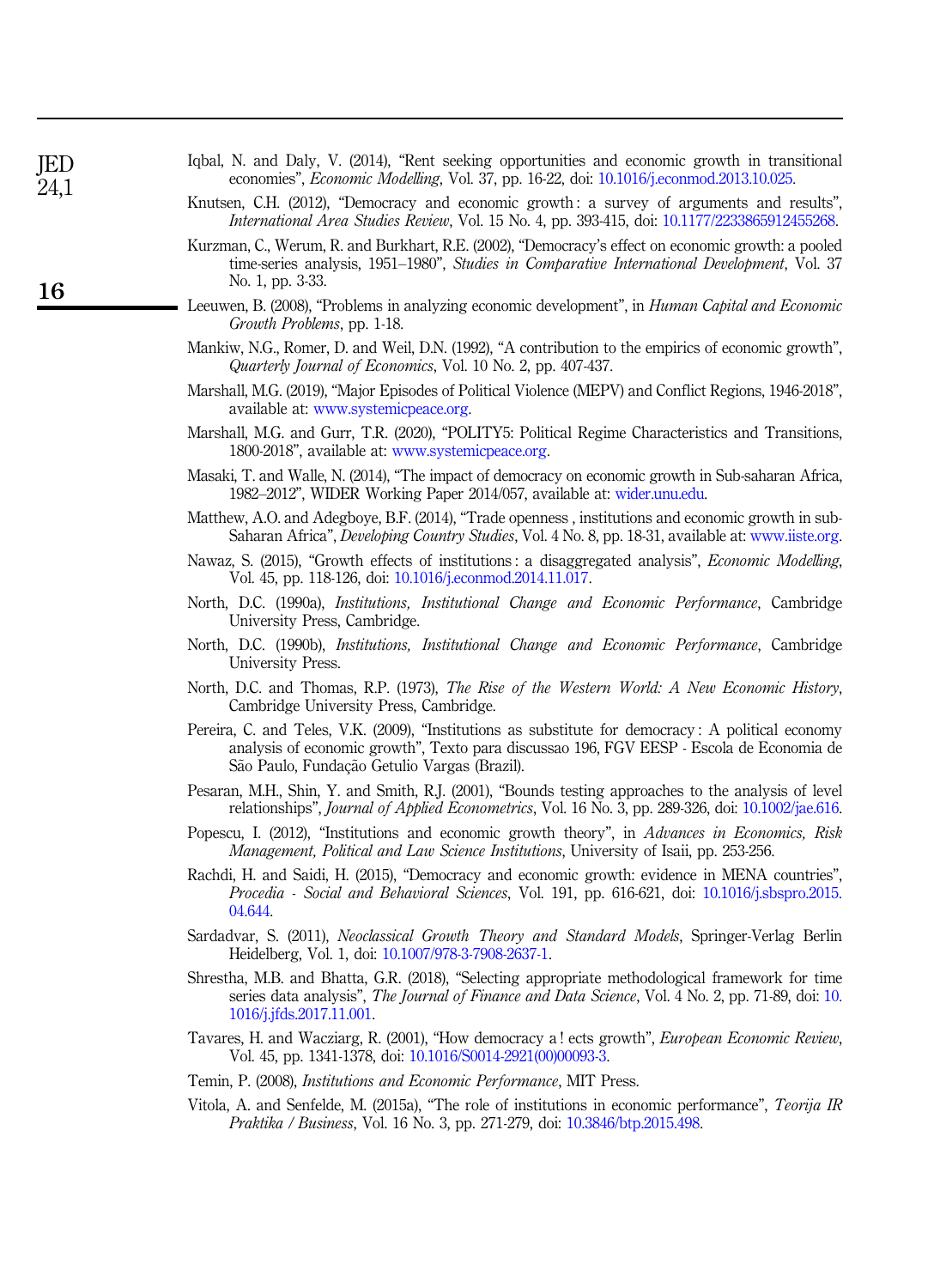Iqbal, N. and Daly, V. (2014), "Rent seeking opportunities and economic growth in transitional economies", *Economic Modelling*, Vol. 37, pp. 16-22, doi: 10.1016/j.econmod.2013.10.025.

Knutsen, C.H. (2012), "Democracy and economic growth : a survey of arguments and results", *International Area Studies Review*, Vol. 15 No. 4, pp. 393-415, doi: 10.1177/2233865912455268.

Kurzman, C., Werum, R. and Burkhart, R.E. (2002), "Democracy's effect on economic growth: a pooled time-series analysis, 1951–1980", *Studies in Comparative International Development*, Vol. 37 No. 1, pp. 3-33.

Leeuwen, B. (2008), "Problems in analyzing economic development", in *Human Capital and Economic Growth Problems*, pp. 1-18.

Mankiw, N.G., Romer, D. and Weil, D.N. (1992), "A contribution to the empirics of economic growth", *Quarterly Journal of Economics*, Vol. 10 No. 2, pp. 407-437.

Marshall, M.G. (2019), "Major Episodes of Political Violence (MEPV) and Conflict Regions, 1946-2018", available at: www.systemicpeace.org.

Marshall, M.G. and Gurr, T.R. (2020), "POLITY5: Political Regime Characteristics and Transitions, 1800-2018", available at: www.systemicpeace.org.

Masaki, T. and Walle, N. (2014), "The impact of democracy on economic growth in Sub-saharan Africa, 1982–2012", WIDER Working Paper 2014/057, available at: wider.unu.edu.

Matthew, A.O. and Adegboye, B.F. (2014), "Trade openness , institutions and economic growth in sub-Saharan Africa", *Developing Country Studies*, Vol. 4 No. 8, pp. 18-31, available at: www.iiste.org.

Nawaz, S. (2015), "Growth effects of institutions : a disaggregated analysis", *Economic Modelling*, Vol. 45, pp. 118-126, doi: 10.1016/j.econmod.2014.11.017.

North, D.C. (1990a), *Institutions, Institutional Change and Economic Performance*, Cambridge University Press, Cambridge.

North, D.C. (1990b), *Institutions, Institutional Change and Economic Performance*, Cambridge University Press.

North, D.C. and Thomas, R.P. (1973), *The Rise of the Western World: A New Economic History*, Cambridge University Press, Cambridge.

Pereira, C. and Teles, V.K. (2009), "Institutions as substitute for democracy : A political economy analysis of economic growth", Texto para discussao 196, FGV EESP - Escola de Economia de São Paulo, Fundação Getulio Vargas (Brazil).

Pesaran, M.H., Shin, Y. and Smith, R.J. (2001), "Bounds testing approaches to the analysis of level relationships", *Journal of Applied Econometrics*, Vol. 16 No. 3, pp. 289-326, doi: 10.1002/jae.616.

Popescu, I. (2012), "Institutions and economic growth theory", in *Advances in Economics, Risk Management, Political and Law Science Institutions*, University of Isaii, pp. 253-256.

Rachdi, H. and Saidi, H. (2015), "Democracy and economic growth: evidence in MENA countries", *Procedia - Social and Behavioral Sciences*, Vol. 191, pp. 616-621, doi: 10.1016/j.sbspro.2015.04.644.

Sardadvar, S. (2011), *Neoclassical Growth Theory and Standard Models*, Springer-Verlag Berlin Heidelberg, Vol. 1, doi: 10.1007/978-3-7908-2637-1.

Shrestha, M.B. and Bhatta, G.R. (2018), "Selecting appropriate methodological framework for time series data analysis", *The Journal of Finance and Data Science*, Vol. 4 No. 2, pp. 71-89, doi: 10.1016/j.jfds.2017.11.001.

Tavares, H. and Wacziarg, R. (2001), "How democracy a ! ects growth", *European Economic Review*, Vol. 45, pp. 1341-1378, doi: 10.1016/S0014-2921(00)00093-3.

Temin, P. (2008), *Institutions and Economic Performance*, MIT Press.

Vitola, A. and Senfelde, M. (2015a), "The role of institutions in economic performance", *Teorija IR Praktika / Business*, Vol. 16 No. 3, pp. 271-279, doi: 10.3846/btp.2015.498.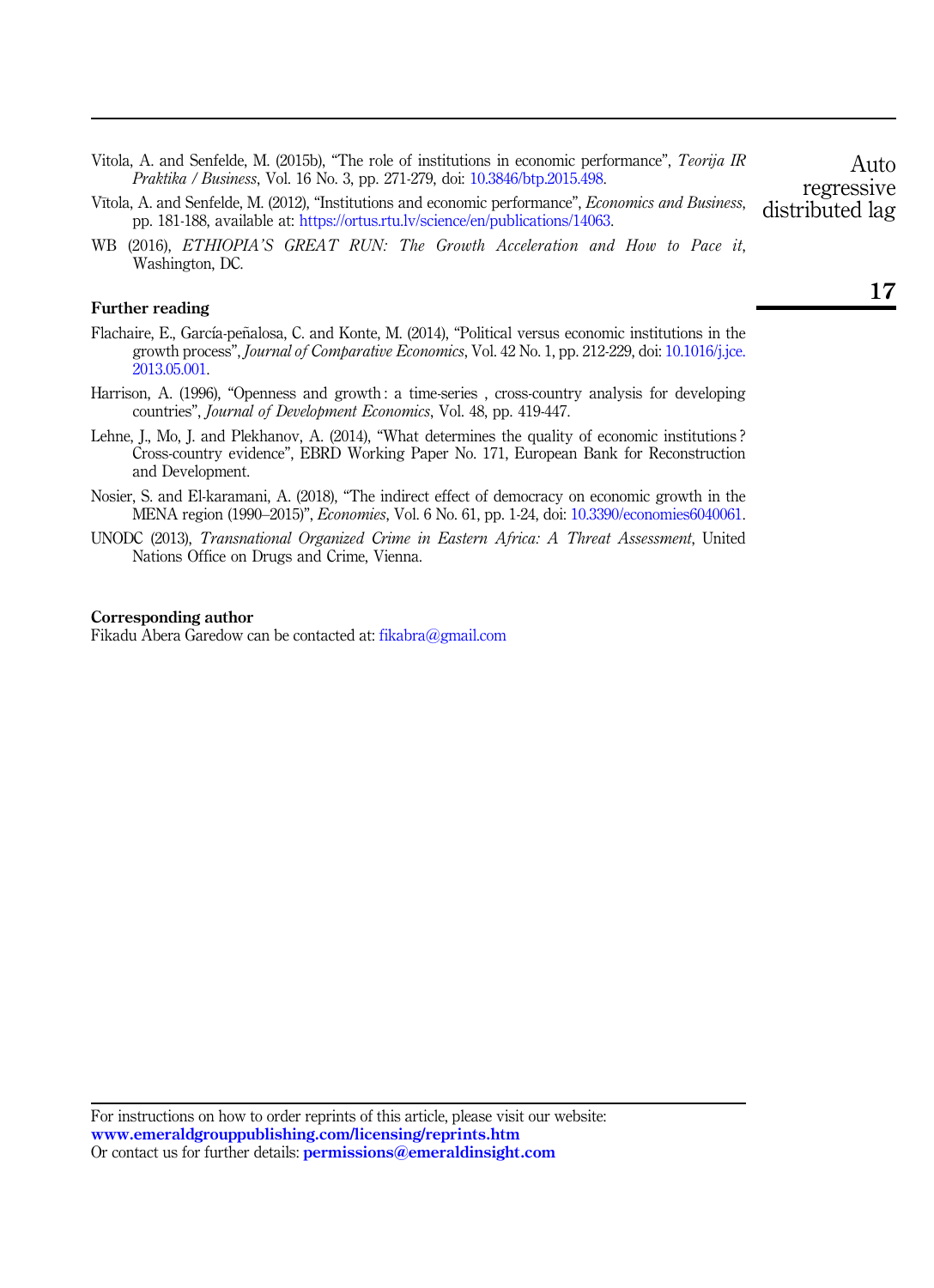Vitola, A. and Senfelde, M. (2015b), "The role of institutions in economic performance", *Teorija IR Praktika / Business*, Vol. 16 No. 3, pp. 271-279, doi: 10.3846/btp.2015.498.

Vītola, A. and Senfelde, M. (2012), "Institutions and economic performance", *Economics and Business*, pp. 181-188, available at: https://ortus.rtu.lv/science/en/publications/14063.

WB (2016), *ETHIOPIA'S GREAT RUN: The Growth Acceleration and How to Pace it*, Washington, DC.

## Further reading

Flachaire, E., García-peñalosa, C. and Konte, M. (2014), "Political versus economic institutions in the growth process", *Journal of Comparative Economics*, Vol. 42 No. 1, pp. 212-229, doi: 10.1016/j.jce.2013.05.001.

Harrison, A. (1996), "Openness and growth : a time-series , cross-country analysis for developing countries", *Journal of Development Economics*, Vol. 48, pp. 419-447.

Lehne, J., Mo, J. and Plekhanov, A. (2014), "What determines the quality of economic institutions ? Cross-country evidence", EBRD Working Paper No. 171, European Bank for Reconstruction and Development.

Nosier, S. and El-karamani, A. (2018), "The indirect effect of democracy on economic growth in the MENA region (1990–2015)", *Economies*, Vol. 6 No. 61, pp. 1-24, doi: 10.3390/economies6040061.

UNODC (2013), *Transnational Organized Crime in Eastern Africa: A Threat Assessment*, United Nations Office on Drugs and Crime, Vienna.

**Corresponding author**
Fikadu Abera Garedow can be contacted at: fikabra@gmail.com

For instructions on how to order reprints of this article, please visit our website:
**www.emeraldgrouppublishing.com/licensing/reprints.htm**
Or contact us for further details: **permissions@emeraldinsight.com**